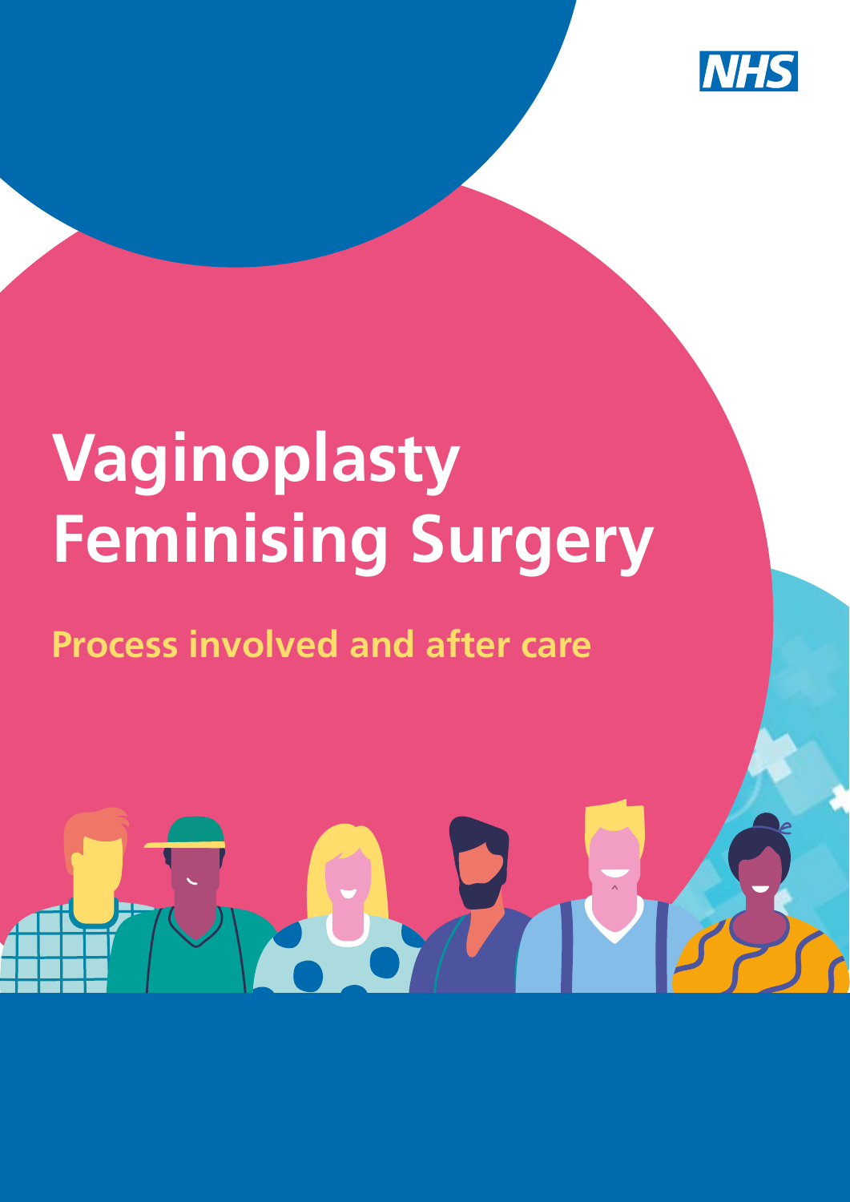NHS

# Vaginoplasty Feminising Surgery

## Process involved and after care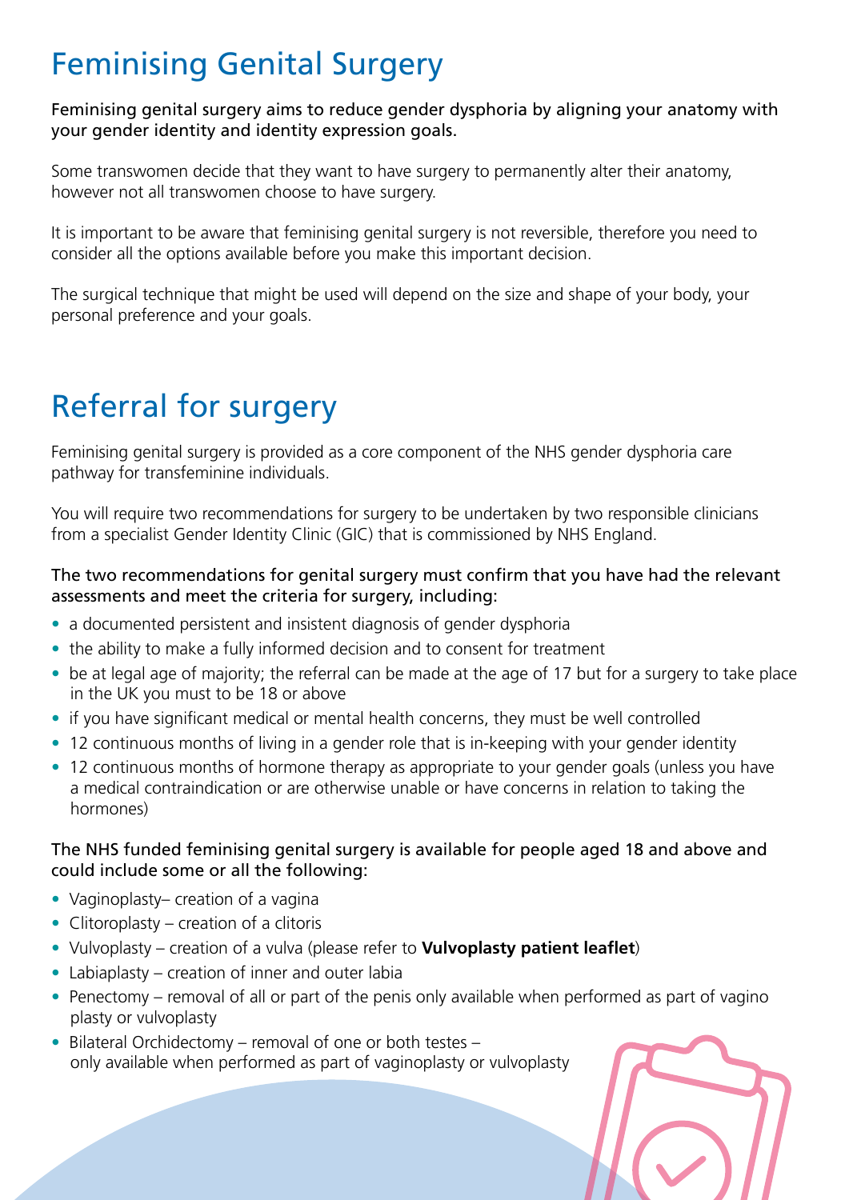# Feminising Genital Surgery

Feminising genital surgery aims to reduce gender dysphoria by aligning your anatomy with your gender identity and identity expression goals.

Some transwomen decide that they want to have surgery to permanently alter their anatomy, however not all transwomen choose to have surgery.

It is important to be aware that feminising genital surgery is not reversible, therefore you need to consider all the options available before you make this important decision.

The surgical technique that might be used will depend on the size and shape of your body, your personal preference and your goals.

# Referral for surgery

Feminising genital surgery is provided as a core component of the NHS gender dysphoria care pathway for transfeminine individuals.

You will require two recommendations for surgery to be undertaken by two responsible clinicians from a specialist Gender Identity Clinic (GIC) that is commissioned by NHS England.

The two recommendations for genital surgery must confirm that you have had the relevant assessments and meet the criteria for surgery, including:

- a documented persistent and insistent diagnosis of gender dysphoria
- the ability to make a fully informed decision and to consent for treatment
- be at legal age of majority; the referral can be made at the age of 17 but for a surgery to take place in the UK you must to be 18 or above
- if you have significant medical or mental health concerns, they must be well controlled
- 12 continuous months of living in a gender role that is in-keeping with your gender identity
- 12 continuous months of hormone therapy as appropriate to your gender goals (unless you have a medical contraindication or are otherwise unable or have concerns in relation to taking the hormones)

The NHS funded feminising genital surgery is available for people aged 18 and above and could include some or all the following:

- Vaginoplasty– creation of a vagina
- Clitoroplasty – creation of a clitoris
- Vulvoplasty – creation of a vulva (please refer to **Vulvoplasty patient leaflet**)
- Labiaplasty – creation of inner and outer labia
- Penectomy – removal of all or part of the penis only available when performed as part of vagino plasty or vulvoplasty
- Bilateral Orchidectomy – removal of one or both testes – only available when performed as part of vaginoplasty or vulvoplasty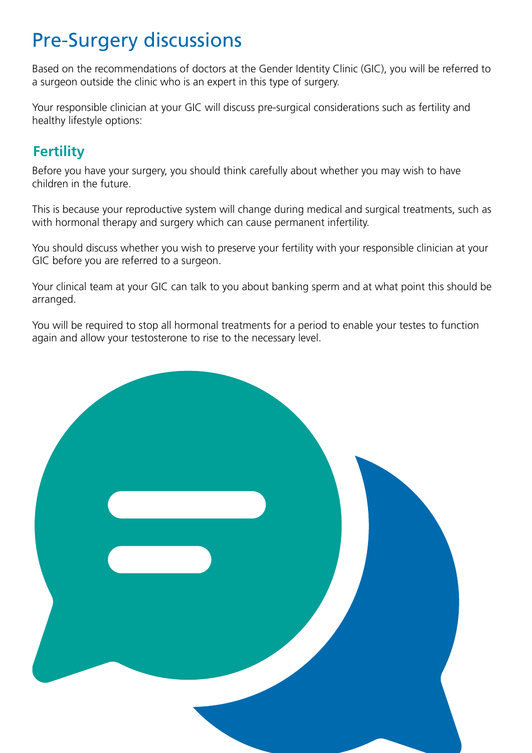# Pre-Surgery discussions

Based on the recommendations of doctors at the Gender Identity Clinic (GIC), you will be referred to a surgeon outside the clinic who is an expert in this type of surgery.

Your responsible clinician at your GIC will discuss pre-surgical considerations such as fertility and healthy lifestyle options:

## Fertility

Before you have your surgery, you should think carefully about whether you may wish to have children in the future.

This is because your reproductive system will change during medical and surgical treatments, such as with hormonal therapy and surgery which can cause permanent infertility.

You should discuss whether you wish to preserve your fertility with your responsible clinician at your GIC before you are referred to a surgeon.

Your clinical team at your GIC can talk to you about banking sperm and at what point this should be arranged.

You will be required to stop all hormonal treatments for a period to enable your testes to function again and allow your testosterone to rise to the necessary level.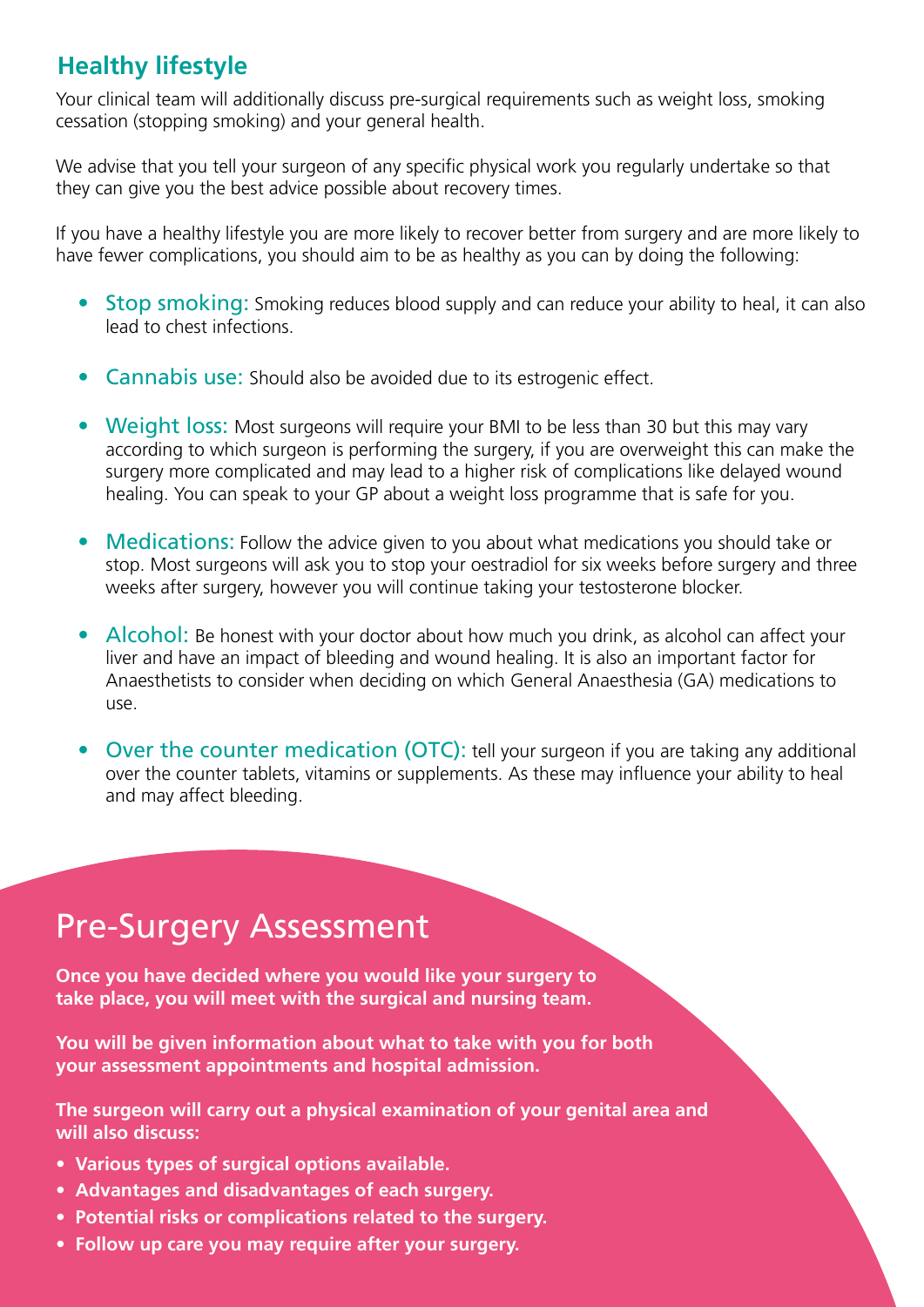## Healthy lifestyle

Your clinical team will additionally discuss pre-surgical requirements such as weight loss, smoking cessation (stopping smoking) and your general health.

We advise that you tell your surgeon of any specific physical work you regularly undertake so that they can give you the best advice possible about recovery times.

If you have a healthy lifestyle you are more likely to recover better from surgery and are more likely to have fewer complications, you should aim to be as healthy as you can by doing the following:

- Stop smoking: Smoking reduces blood supply and can reduce your ability to heal, it can also lead to chest infections.
- Cannabis use: Should also be avoided due to its estrogenic effect.
- Weight loss: Most surgeons will require your BMI to be less than 30 but this may vary according to which surgeon is performing the surgery, if you are overweight this can make the surgery more complicated and may lead to a higher risk of complications like delayed wound healing. You can speak to your GP about a weight loss programme that is safe for you.
- Medications: Follow the advice given to you about what medications you should take or stop. Most surgeons will ask you to stop your oestradiol for six weeks before surgery and three weeks after surgery, however you will continue taking your testosterone blocker.
- Alcohol: Be honest with your doctor about how much you drink, as alcohol can affect your liver and have an impact of bleeding and wound healing. It is also an important factor for Anaesthetists to consider when deciding on which General Anaesthesia (GA) medications to use.
- Over the counter medication (OTC): tell your surgeon if you are taking any additional over the counter tablets, vitamins or supplements. As these may influence your ability to heal and may affect bleeding.

# Pre-Surgery Assessment

**Once you have decided where you would like your surgery to take place, you will meet with the surgical and nursing team.**

**You will be given information about what to take with you for both your assessment appointments and hospital admission.**

**The surgeon will carry out a physical examination of your genital area and will also discuss:**

- **Various types of surgical options available.**
- **Advantages and disadvantages of each surgery.**
- **Potential risks or complications related to the surgery.**
- **Follow up care you may require after your surgery.**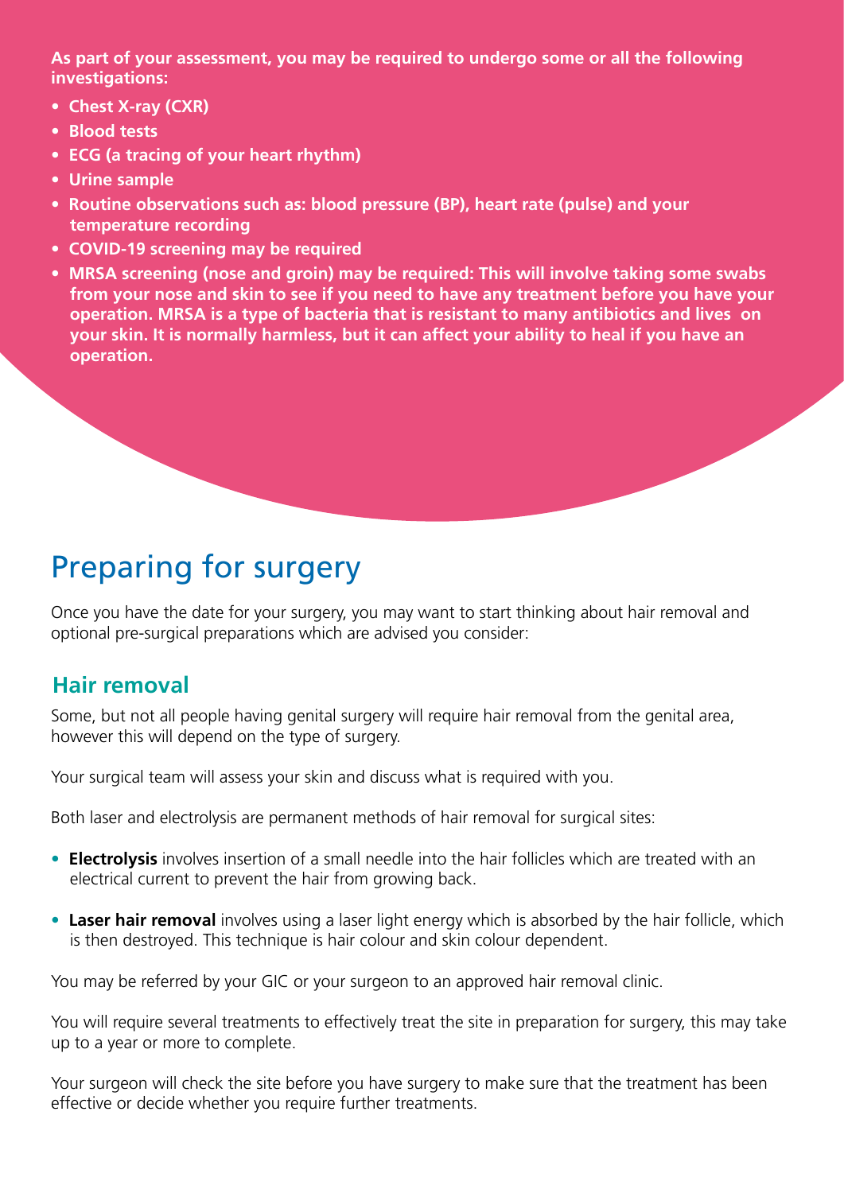**As part of your assessment, you may be required to undergo some or all the following investigations:**

- **Chest X-ray (CXR)**
- **Blood tests**
- **ECG (a tracing of your heart rhythm)**
- **Urine sample**
- **Routine observations such as: blood pressure (BP), heart rate (pulse) and your temperature recording**
- **COVID-19 screening may be required**
- **MRSA screening (nose and groin) may be required: This will involve taking some swabs from your nose and skin to see if you need to have any treatment before you have your operation. MRSA is a type of bacteria that is resistant to many antibiotics and lives on your skin. It is normally harmless, but it can affect your ability to heal if you have an operation.**

# Preparing for surgery

Once you have the date for your surgery, you may want to start thinking about hair removal and optional pre-surgical preparations which are advised you consider:

## Hair removal

Some, but not all people having genital surgery will require hair removal from the genital area, however this will depend on the type of surgery.

Your surgical team will assess your skin and discuss what is required with you.

Both laser and electrolysis are permanent methods of hair removal for surgical sites:

- **Electrolysis** involves insertion of a small needle into the hair follicles which are treated with an electrical current to prevent the hair from growing back.
- **Laser hair removal** involves using a laser light energy which is absorbed by the hair follicle, which is then destroyed. This technique is hair colour and skin colour dependent.

You may be referred by your GIC or your surgeon to an approved hair removal clinic.

You will require several treatments to effectively treat the site in preparation for surgery, this may take up to a year or more to complete.

Your surgeon will check the site before you have surgery to make sure that the treatment has been effective or decide whether you require further treatments.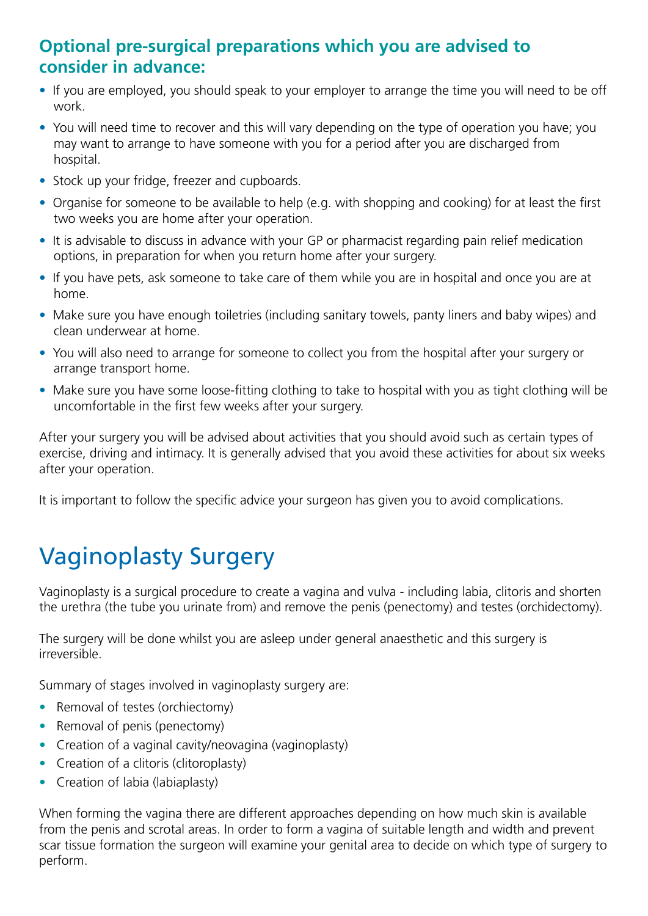### Optional pre-surgical preparations which you are advised to consider in advance:

- If you are employed, you should speak to your employer to arrange the time you will need to be off work.
- You will need time to recover and this will vary depending on the type of operation you have; you may want to arrange to have someone with you for a period after you are discharged from hospital.
- Stock up your fridge, freezer and cupboards.
- Organise for someone to be available to help (e.g. with shopping and cooking) for at least the first two weeks you are home after your operation.
- It is advisable to discuss in advance with your GP or pharmacist regarding pain relief medication options, in preparation for when you return home after your surgery.
- If you have pets, ask someone to take care of them while you are in hospital and once you are at home.
- Make sure you have enough toiletries (including sanitary towels, panty liners and baby wipes) and clean underwear at home.
- You will also need to arrange for someone to collect you from the hospital after your surgery or arrange transport home.
- Make sure you have some loose-fitting clothing to take to hospital with you as tight clothing will be uncomfortable in the first few weeks after your surgery.

After your surgery you will be advised about activities that you should avoid such as certain types of exercise, driving and intimacy. It is generally advised that you avoid these activities for about six weeks after your operation.

It is important to follow the specific advice your surgeon has given you to avoid complications.

# Vaginoplasty Surgery

Vaginoplasty is a surgical procedure to create a vagina and vulva - including labia, clitoris and shorten the urethra (the tube you urinate from) and remove the penis (penectomy) and testes (orchidectomy).

The surgery will be done whilst you are asleep under general anaesthetic and this surgery is irreversible.

Summary of stages involved in vaginoplasty surgery are:

- Removal of testes (orchiectomy)
- Removal of penis (penectomy)
- Creation of a vaginal cavity/neovagina (vaginoplasty)
- Creation of a clitoris (clitoroplasty)
- Creation of labia (labiaplasty)

When forming the vagina there are different approaches depending on how much skin is available from the penis and scrotal areas. In order to form a vagina of suitable length and width and prevent scar tissue formation the surgeon will examine your genital area to decide on which type of surgery to perform.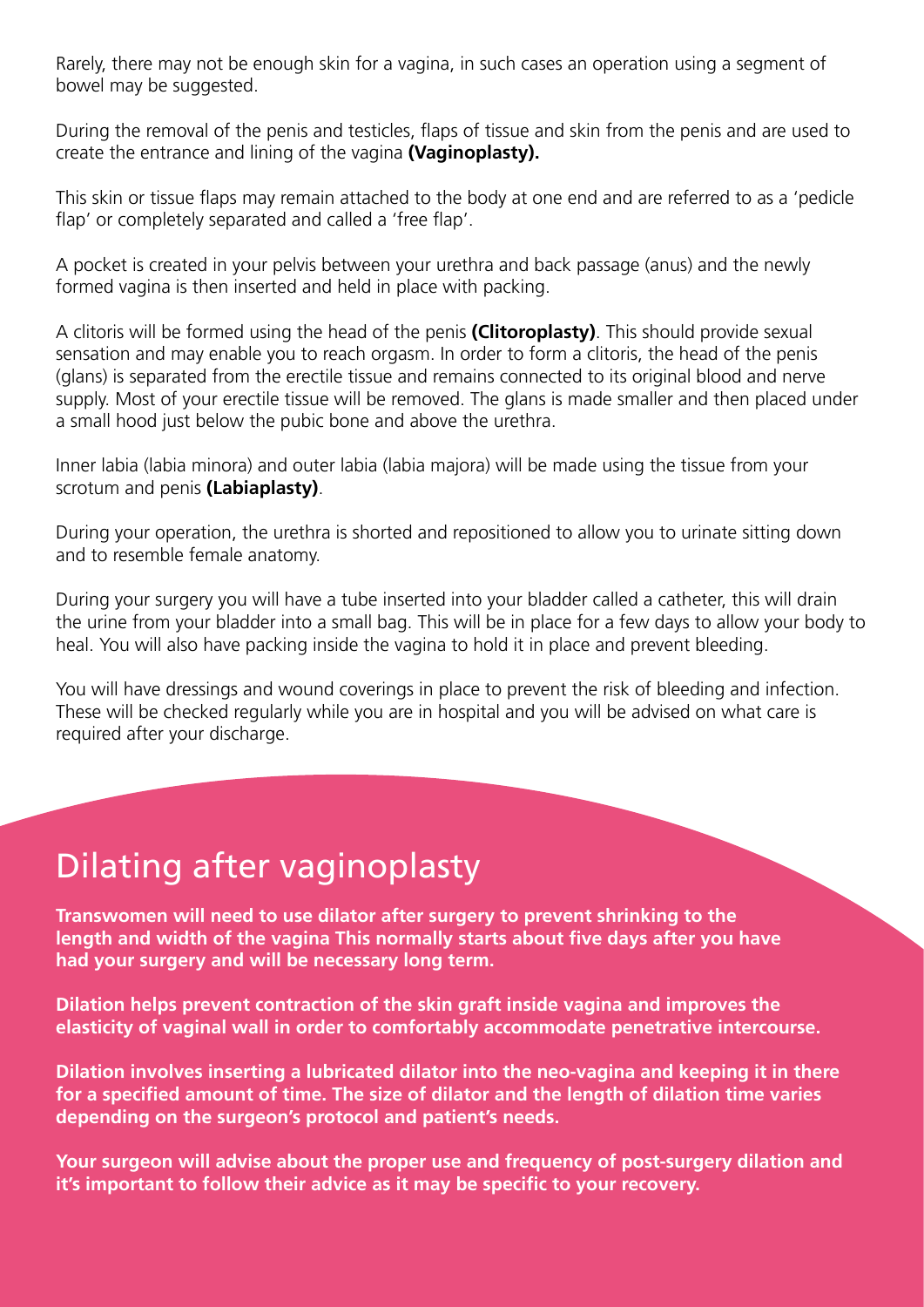Rarely, there may not be enough skin for a vagina, in such cases an operation using a segment of bowel may be suggested.

During the removal of the penis and testicles, flaps of tissue and skin from the penis and are used to create the entrance and lining of the vagina **(Vaginoplasty).**

This skin or tissue flaps may remain attached to the body at one end and are referred to as a 'pedicle flap' or completely separated and called a 'free flap'.

A pocket is created in your pelvis between your urethra and back passage (anus) and the newly formed vagina is then inserted and held in place with packing.

A clitoris will be formed using the head of the penis **(Clitoroplasty)**. This should provide sexual sensation and may enable you to reach orgasm. In order to form a clitoris, the head of the penis (glans) is separated from the erectile tissue and remains connected to its original blood and nerve supply. Most of your erectile tissue will be removed. The glans is made smaller and then placed under a small hood just below the pubic bone and above the urethra.

Inner labia (labia minora) and outer labia (labia majora) will be made using the tissue from your scrotum and penis **(Labiaplasty)**.

During your operation, the urethra is shorted and repositioned to allow you to urinate sitting down and to resemble female anatomy.

During your surgery you will have a tube inserted into your bladder called a catheter, this will drain the urine from your bladder into a small bag. This will be in place for a few days to allow your body to heal. You will also have packing inside the vagina to hold it in place and prevent bleeding.

You will have dressings and wound coverings in place to prevent the risk of bleeding and infection. These will be checked regularly while you are in hospital and you will be advised on what care is required after your discharge.

## Dilating after vaginoplasty

**Transwomen will need to use dilator after surgery to prevent shrinking to the length and width of the vagina This normally starts about five days after you have had your surgery and will be necessary long term.**

**Dilation helps prevent contraction of the skin graft inside vagina and improves the elasticity of vaginal wall in order to comfortably accommodate penetrative intercourse.**

**Dilation involves inserting a lubricated dilator into the neo-vagina and keeping it in there for a specified amount of time. The size of dilator and the length of dilation time varies depending on the surgeon's protocol and patient's needs.**

**Your surgeon will advise about the proper use and frequency of post-surgery dilation and it's important to follow their advice as it may be specific to your recovery.**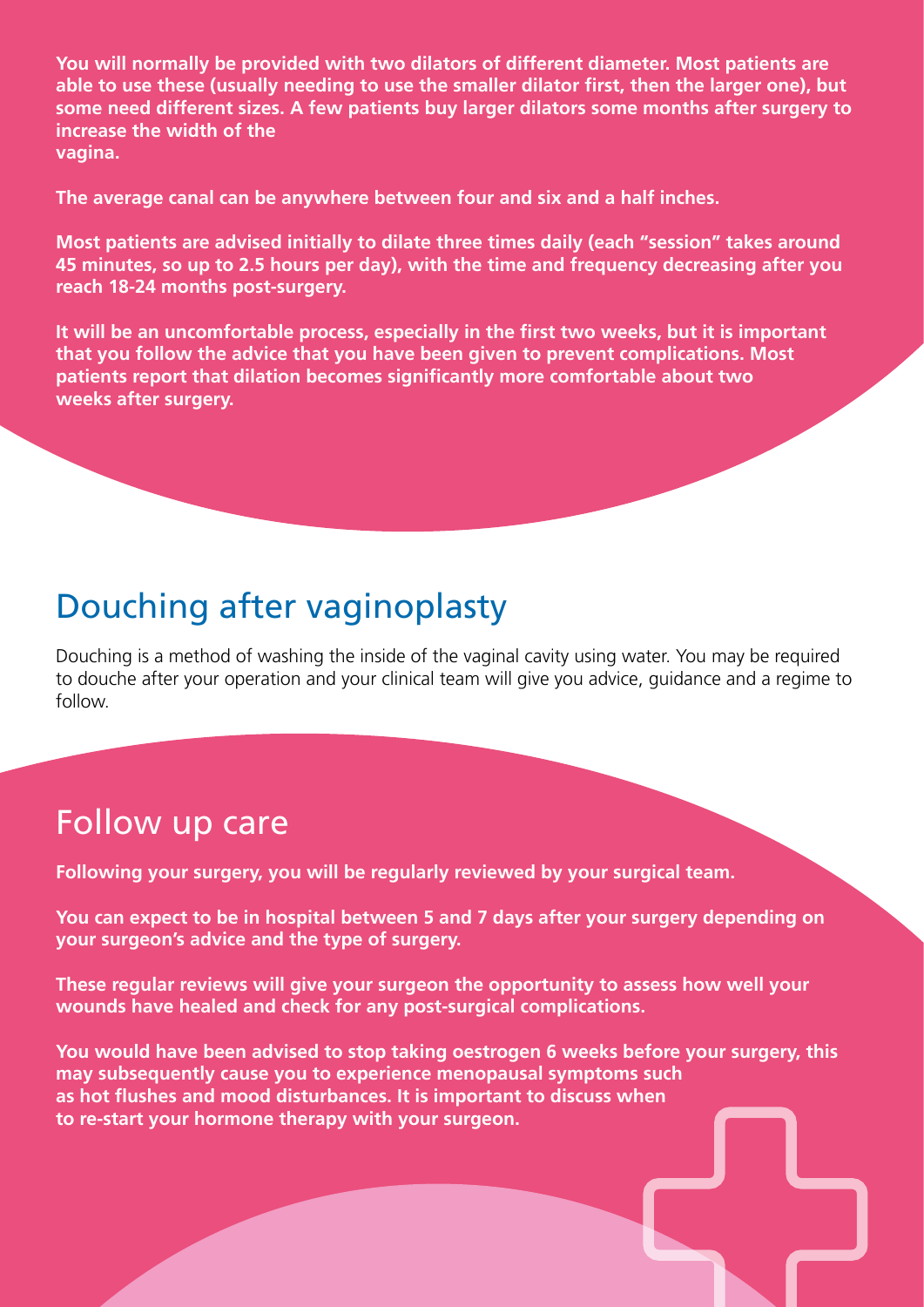**You will normally be provided with two dilators of different diameter. Most patients are able to use these (usually needing to use the smaller dilator first, then the larger one), but some need different sizes. A few patients buy larger dilators some months after surgery to increase the width of the vagina.**

**The average canal can be anywhere between four and six and a half inches.**

**Most patients are advised initially to dilate three times daily (each "session" takes around 45 minutes, so up to 2.5 hours per day), with the time and frequency decreasing after you reach 18-24 months post-surgery.**

**It will be an uncomfortable process, especially in the first two weeks, but it is important that you follow the advice that you have been given to prevent complications. Most patients report that dilation becomes significantly more comfortable about two weeks after surgery.**

## Douching after vaginoplasty

Douching is a method of washing the inside of the vaginal cavity using water. You may be required to douche after your operation and your clinical team will give you advice, guidance and a regime to follow.

## Follow up care

**Following your surgery, you will be regularly reviewed by your surgical team.**

**You can expect to be in hospital between 5 and 7 days after your surgery depending on your surgeon's advice and the type of surgery.**

**These regular reviews will give your surgeon the opportunity to assess how well your wounds have healed and check for any post-surgical complications.**

**You would have been advised to stop taking oestrogen 6 weeks before your surgery, this may subsequently cause you to experience menopausal symptoms such as hot flushes and mood disturbances. It is important to discuss when to re-start your hormone therapy with your surgeon.**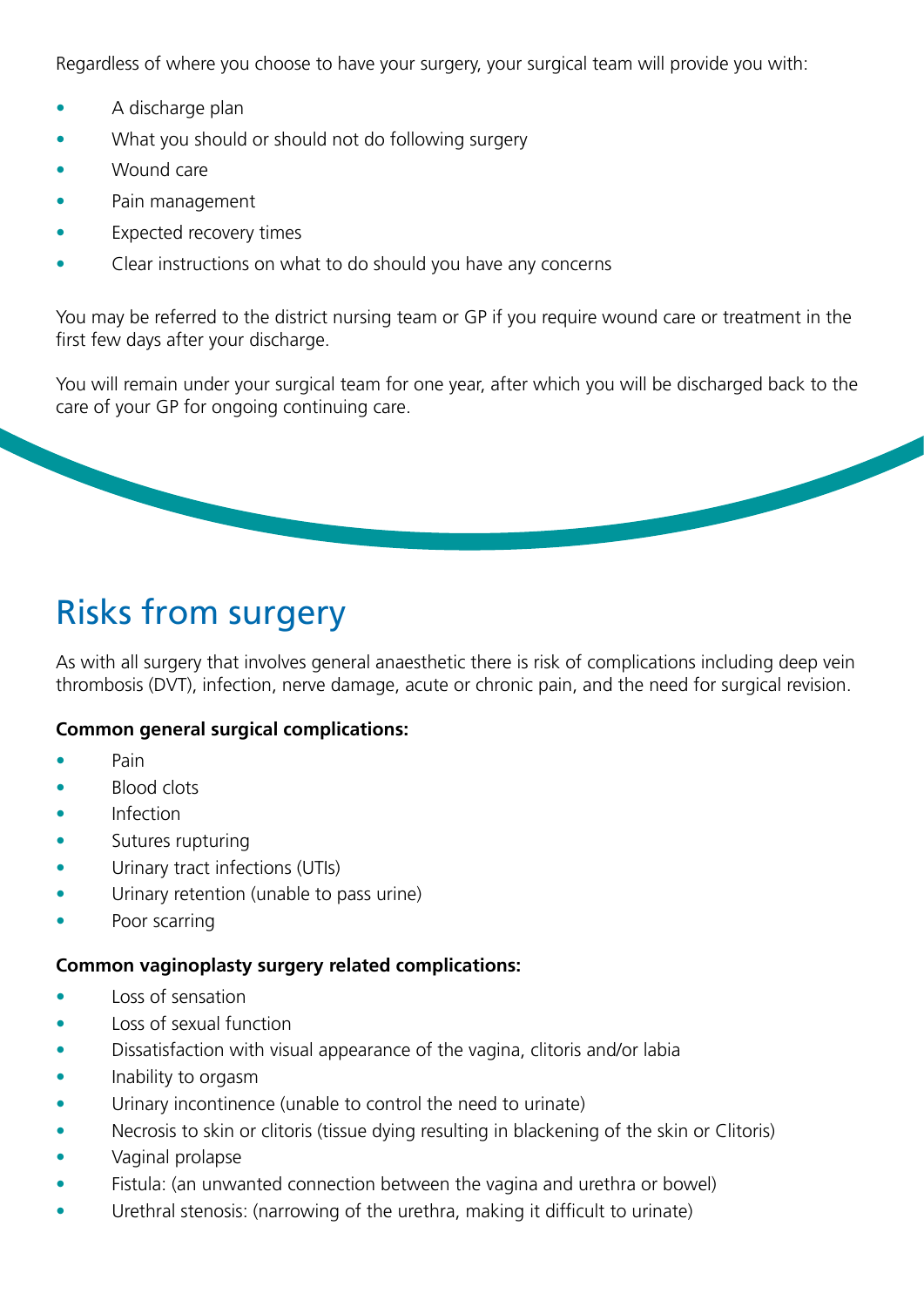Regardless of where you choose to have your surgery, your surgical team will provide you with:

- A discharge plan
- What you should or should not do following surgery
- Wound care
- Pain management
- Expected recovery times
- Clear instructions on what to do should you have any concerns

You may be referred to the district nursing team or GP if you require wound care or treatment in the first few days after your discharge.

You will remain under your surgical team for one year, after which you will be discharged back to the care of your GP for ongoing continuing care.

## Risks from surgery

As with all surgery that involves general anaesthetic there is risk of complications including deep vein thrombosis (DVT), infection, nerve damage, acute or chronic pain, and the need for surgical revision.

**Common general surgical complications:**

- Pain
- Blood clots
- Infection
- Sutures rupturing
- Urinary tract infections (UTIs)
- Urinary retention (unable to pass urine)
- Poor scarring

**Common vaginoplasty surgery related complications:**

- Loss of sensation
- Loss of sexual function
- Dissatisfaction with visual appearance of the vagina, clitoris and/or labia
- Inability to orgasm
- Urinary incontinence (unable to control the need to urinate)
- Necrosis to skin or clitoris (tissue dying resulting in blackening of the skin or Clitoris)
- Vaginal prolapse
- Fistula: (an unwanted connection between the vagina and urethra or bowel)
- Urethral stenosis: (narrowing of the urethra, making it difficult to urinate)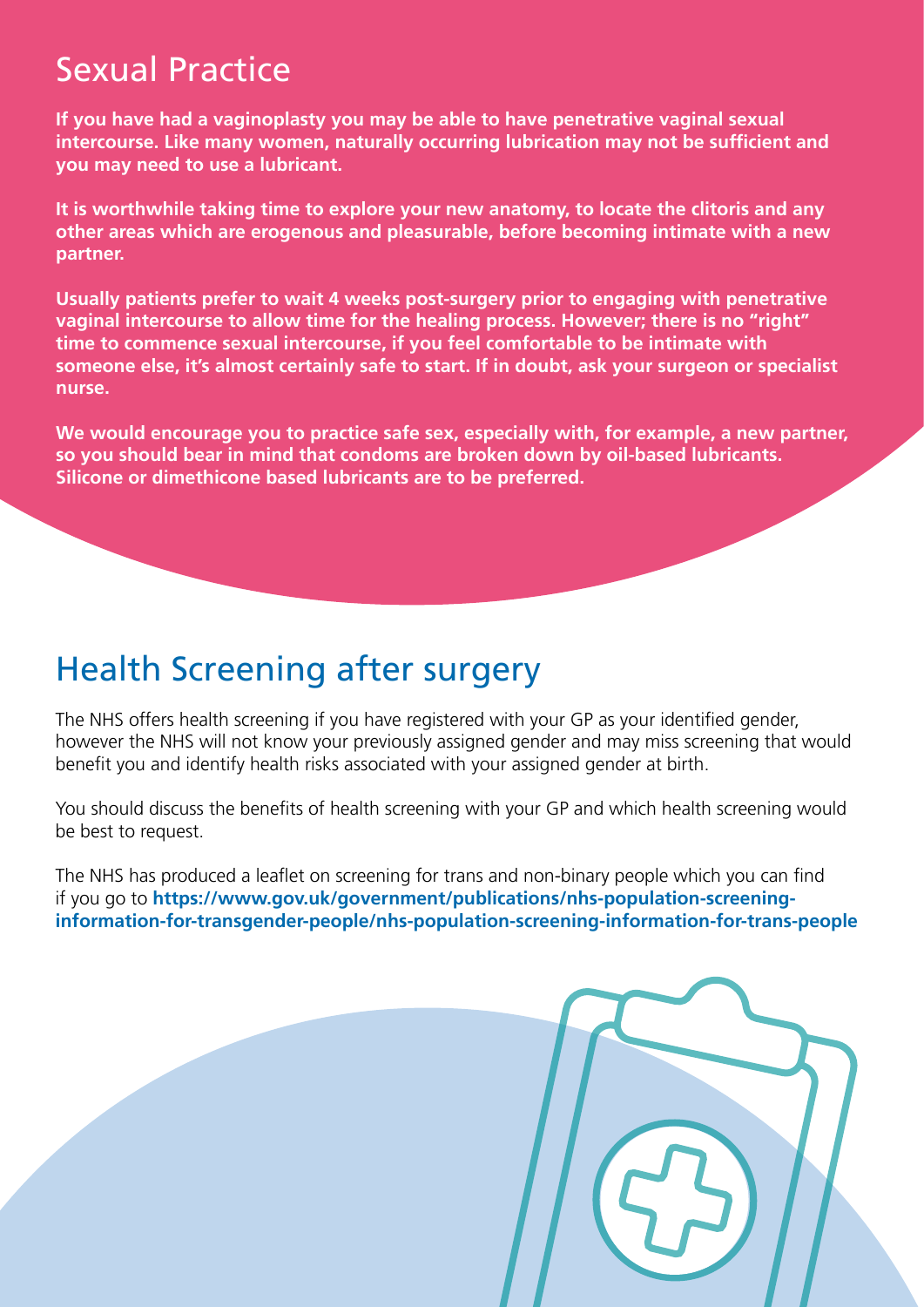## Sexual Practice

**If you have had a vaginoplasty you may be able to have penetrative vaginal sexual intercourse. Like many women, naturally occurring lubrication may not be sufficient and you may need to use a lubricant.**

**It is worthwhile taking time to explore your new anatomy, to locate the clitoris and any other areas which are erogenous and pleasurable, before becoming intimate with a new partner.**

**Usually patients prefer to wait 4 weeks post-surgery prior to engaging with penetrative vaginal intercourse to allow time for the healing process. However; there is no "right" time to commence sexual intercourse, if you feel comfortable to be intimate with someone else, it's almost certainly safe to start. If in doubt, ask your surgeon or specialist nurse.**

**We would encourage you to practice safe sex, especially with, for example, a new partner, so you should bear in mind that condoms are broken down by oil-based lubricants. Silicone or dimethicone based lubricants are to be preferred.**

## Health Screening after surgery

The NHS offers health screening if you have registered with your GP as your identified gender, however the NHS will not know your previously assigned gender and may miss screening that would benefit you and identify health risks associated with your assigned gender at birth.

You should discuss the benefits of health screening with your GP and which health screening would be best to request.

The NHS has produced a leaflet on screening for trans and non-binary people which you can find if you go to **https://www.gov.uk/government/publications/nhs-population-screening-information-for-transgender-people/nhs-population-screening-information-for-trans-people**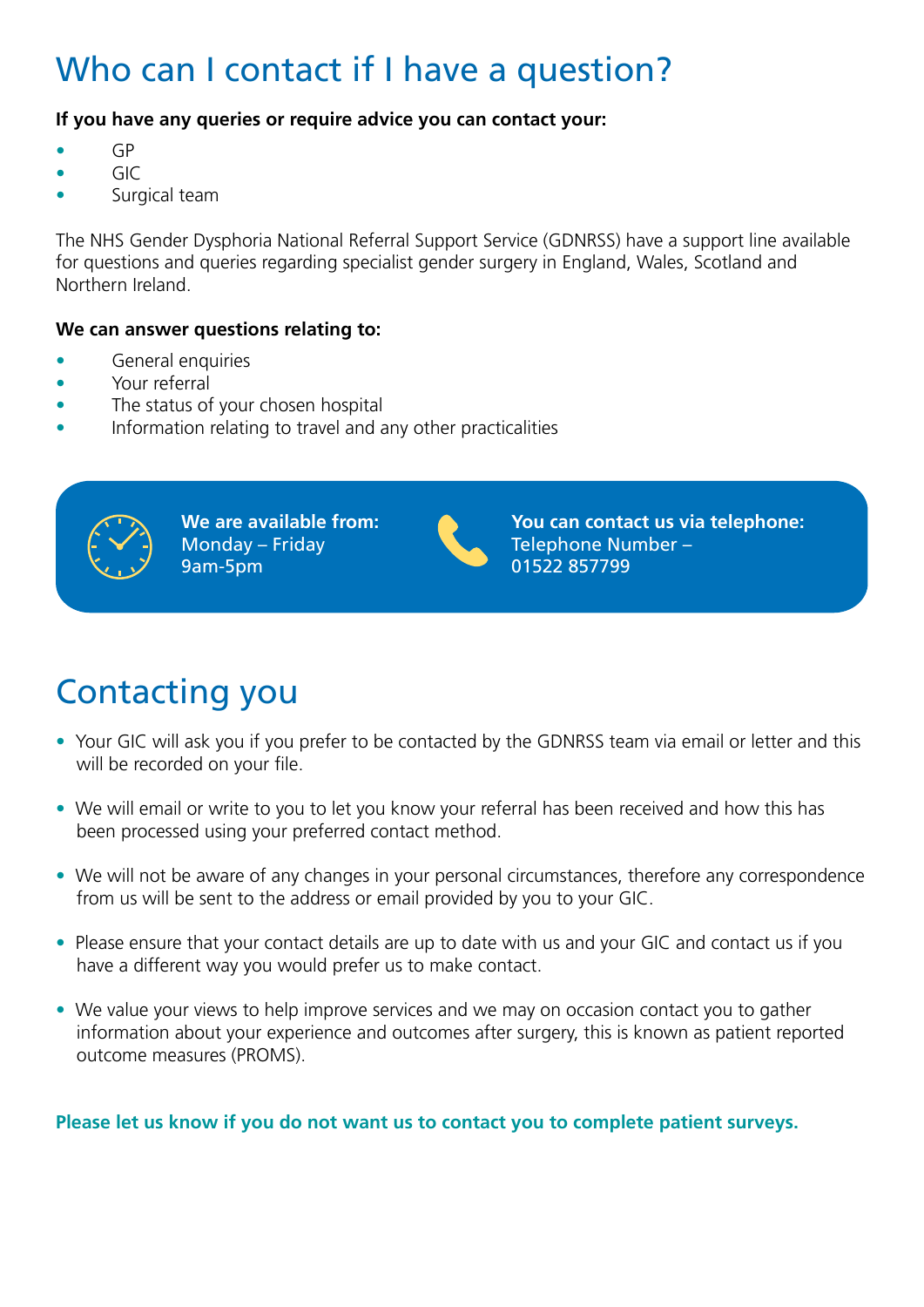# Who can I contact if I have a question?

**If you have any queries or require advice you can contact your:**

- GP
- GIC
- Surgical team

The NHS Gender Dysphoria National Referral Support Service (GDNRSS) have a support line available for questions and queries regarding specialist gender surgery in England, Wales, Scotland and Northern Ireland.

**We can answer questions relating to:**

- General enquiries
- Your referral
- The status of your chosen hospital
- Information relating to travel and any other practicalities

**We are available from:**
Monday – Friday
9am-5pm

**You can contact us via telephone:**
Telephone Number –
01522 857799

# Contacting you

- Your GIC will ask you if you prefer to be contacted by the GDNRSS team via email or letter and this will be recorded on your file.
- We will email or write to you to let you know your referral has been received and how this has been processed using your preferred contact method.
- We will not be aware of any changes in your personal circumstances, therefore any correspondence from us will be sent to the address or email provided by you to your GIC.
- Please ensure that your contact details are up to date with us and your GIC and contact us if you have a different way you would prefer us to make contact.
- We value your views to help improve services and we may on occasion contact you to gather information about your experience and outcomes after surgery, this is known as patient reported outcome measures (PROMS).

**Please let us know if you do not want us to contact you to complete patient surveys.**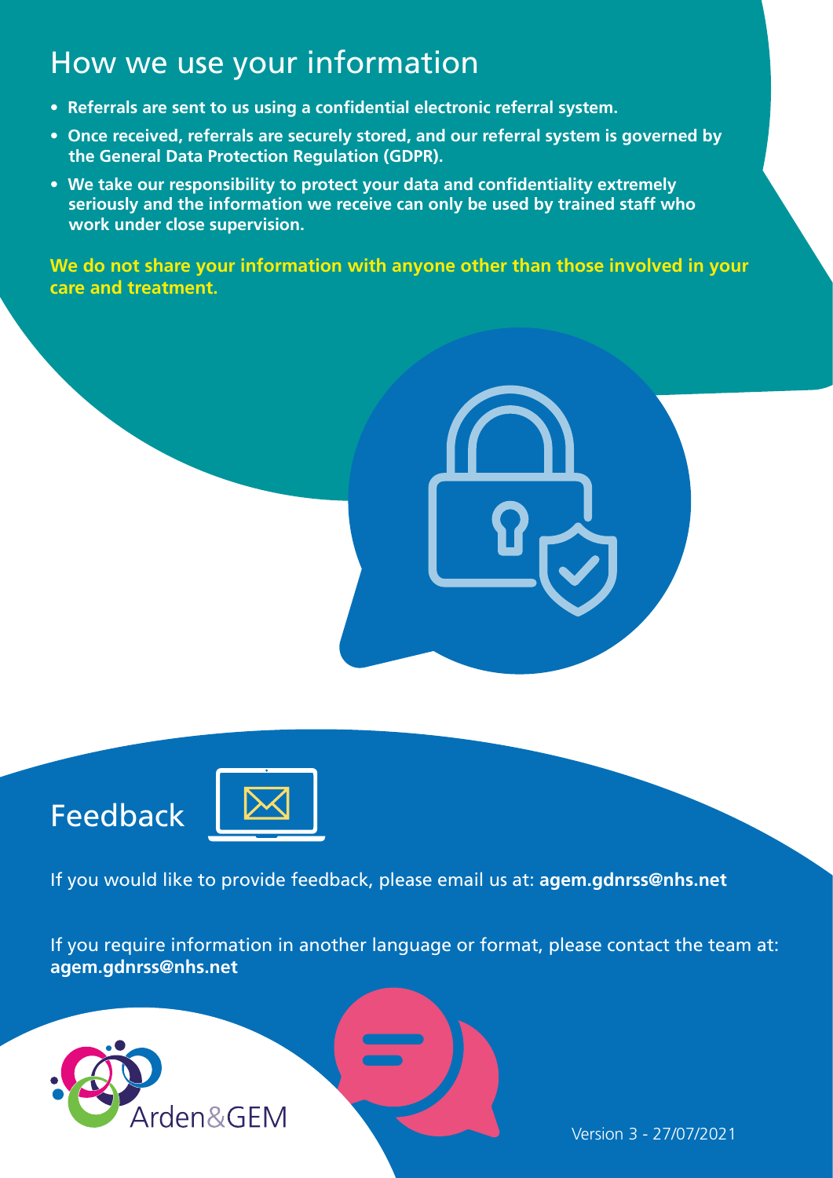# How we use your information

- **Referrals are sent to us using a confidential electronic referral system.**
- **Once received, referrals are securely stored, and our referral system is governed by the General Data Protection Regulation (GDPR).**
- **We take our responsibility to protect your data and confidentiality extremely seriously and the information we receive can only be used by trained staff who work under close supervision.**

**We do not share your information with anyone other than those involved in your care and treatment.**

# Feedback

If you would like to provide feedback, please email us at: **agem.gdnrss@nhs.net**

If you require information in another language or format, please contact the team at: **agem.gdnrss@nhs.net**

Arden&GEM

Version 3 - 27/07/2021